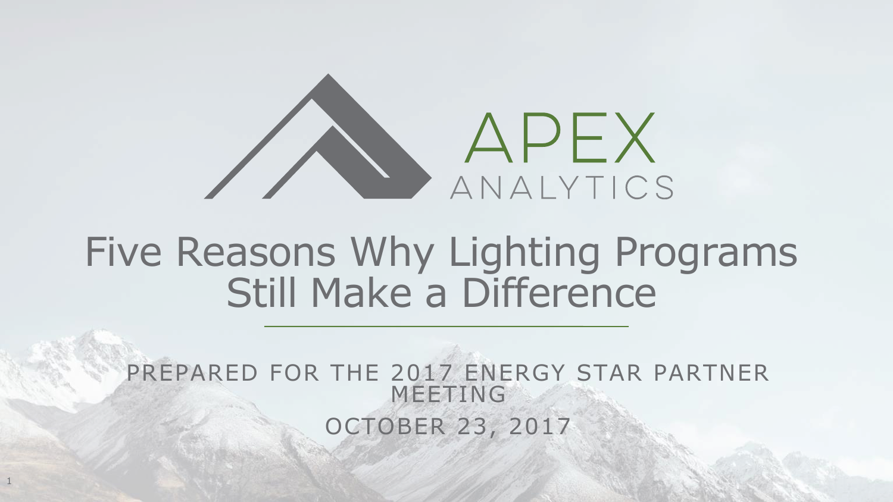APEX

ANALYTICS

# Five Reasons Why Lighting Programs Still Make a Difference

PREPARED FOR THE 2017 ENERGY STAR PARTNER MEETING

OCTOBER 23, 2017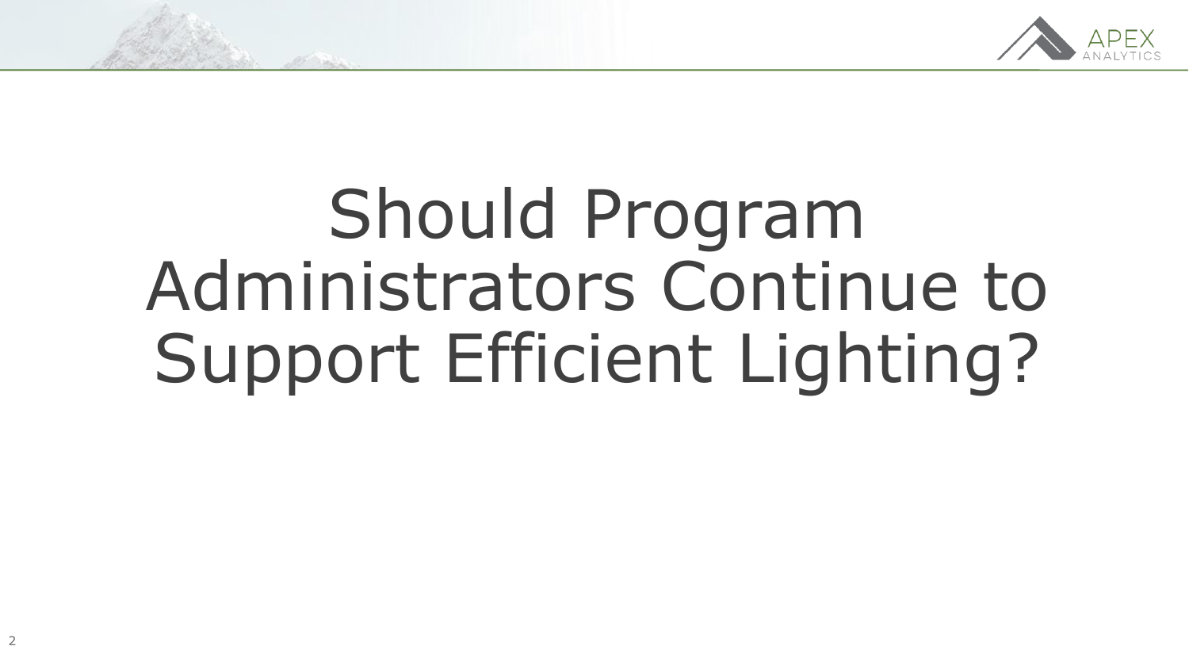# Should Program Administrators Continue to Support Efficient Lighting?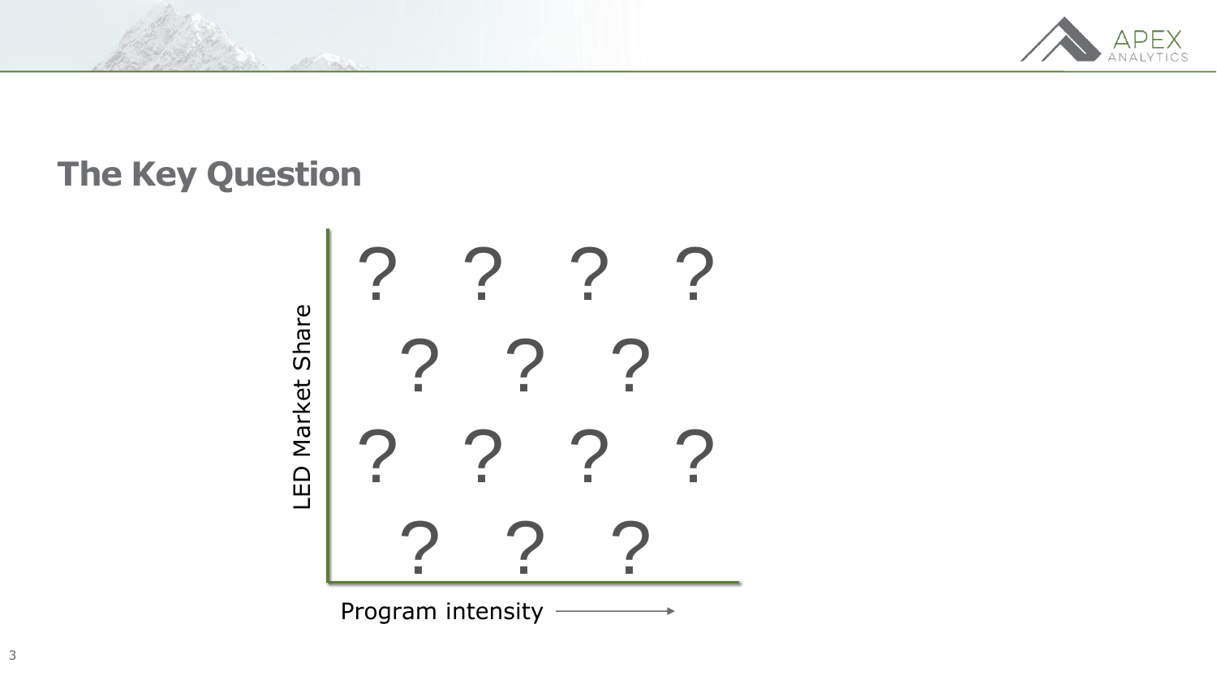## The Key Question

LED Market Share

? ? ? ?

? ? ?

? ? ? ?

? ? ?

Program intensity →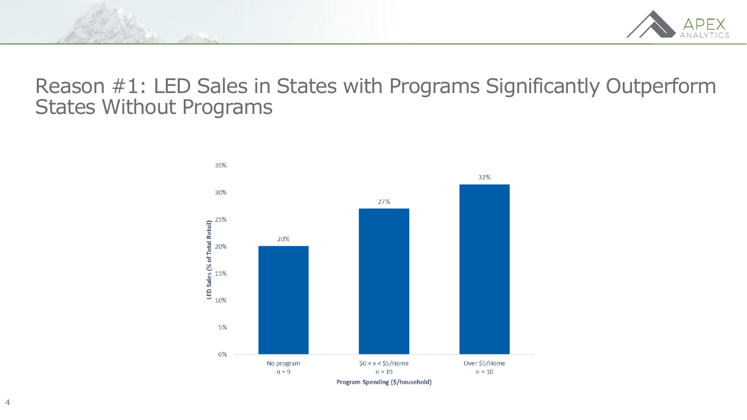# Reason #1: LED Sales in States with Programs Significantly Outperform States Without Programs

| Program Spending ($/household) | LED Sales (% of Total Retail) |
|---|---|
| No program (n = 9) | 20% |
| $0 < x < $5/Home (n = 19) | 27% |
| Over $5/Home (n = 10) | 32% |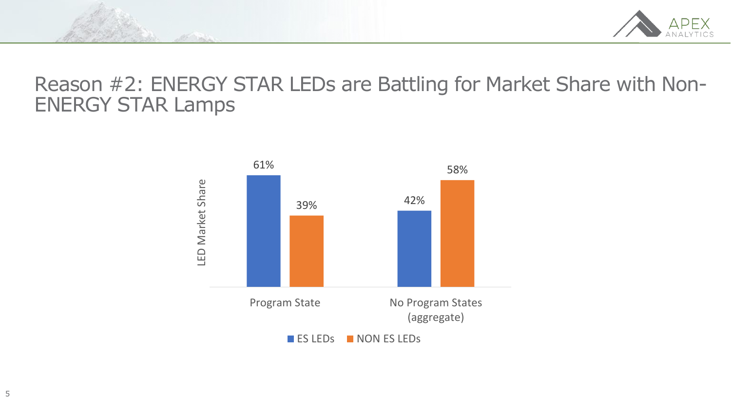# Reason #2: ENERGY STAR LEDs are Battling for Market Share with Non-ENERGY STAR Lamps

| LED Market Share | ES LEDs | NON ES LEDs |
|---|---|---|
| Program State | 61% | 39% |
| No Program States (aggregate) | 42% | 58% |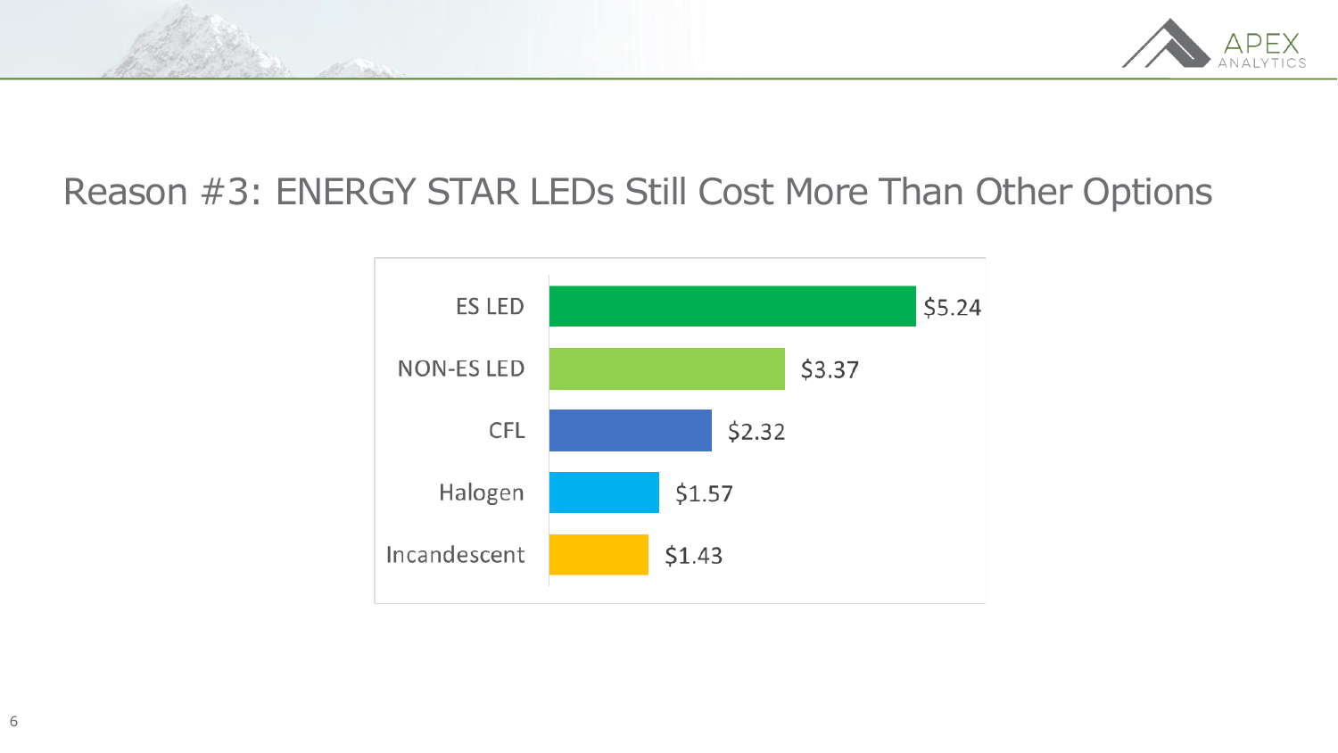# Reason #3: ENERGY STAR LEDs Still Cost More Than Other Options

| Bulb Type | Price |
| --- | --- |
| ES LED | $5.24 |
| NON-ES LED | $3.37 |
| CFL | $2.32 |
| Halogen | $1.57 |
| Incandescent | $1.43 |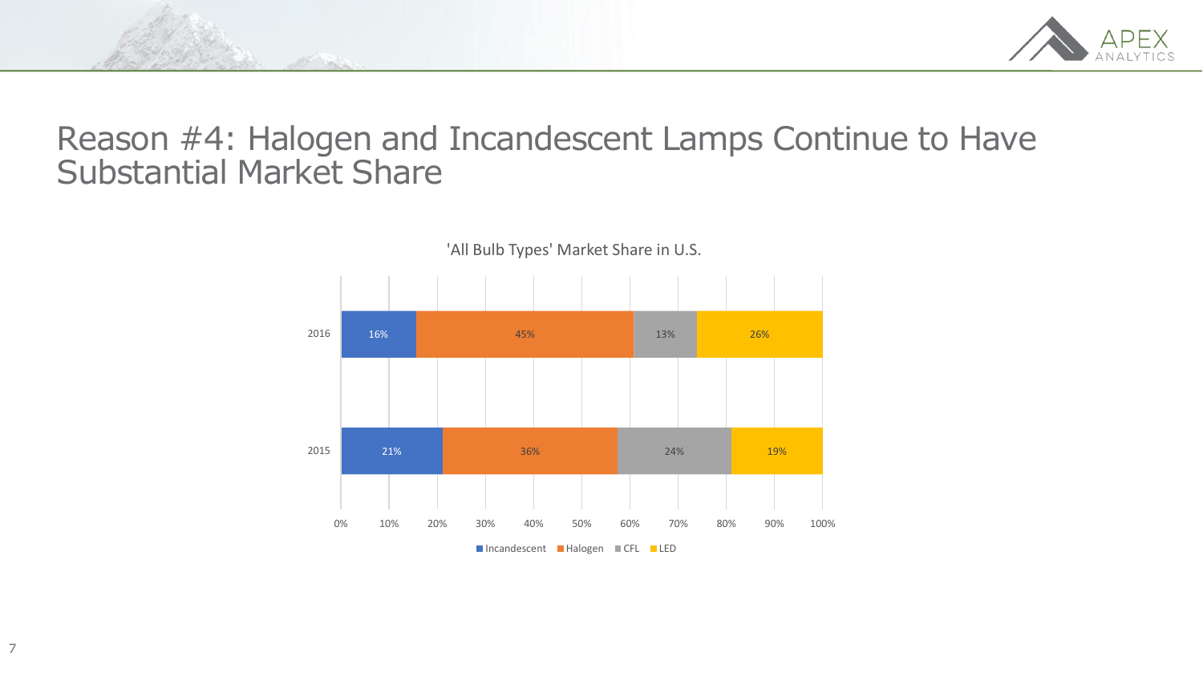# Reason #4: Halogen and Incandescent Lamps Continue to Have Substantial Market Share

'All Bulb Types' Market Share in U.S.

| Year | Incandescent | Halogen | CFL | LED |
| --- | --- | --- | --- | --- |
| 2016 | 16% | 45% | 13% | 26% |
| 2015 | 21% | 36% | 24% | 19% |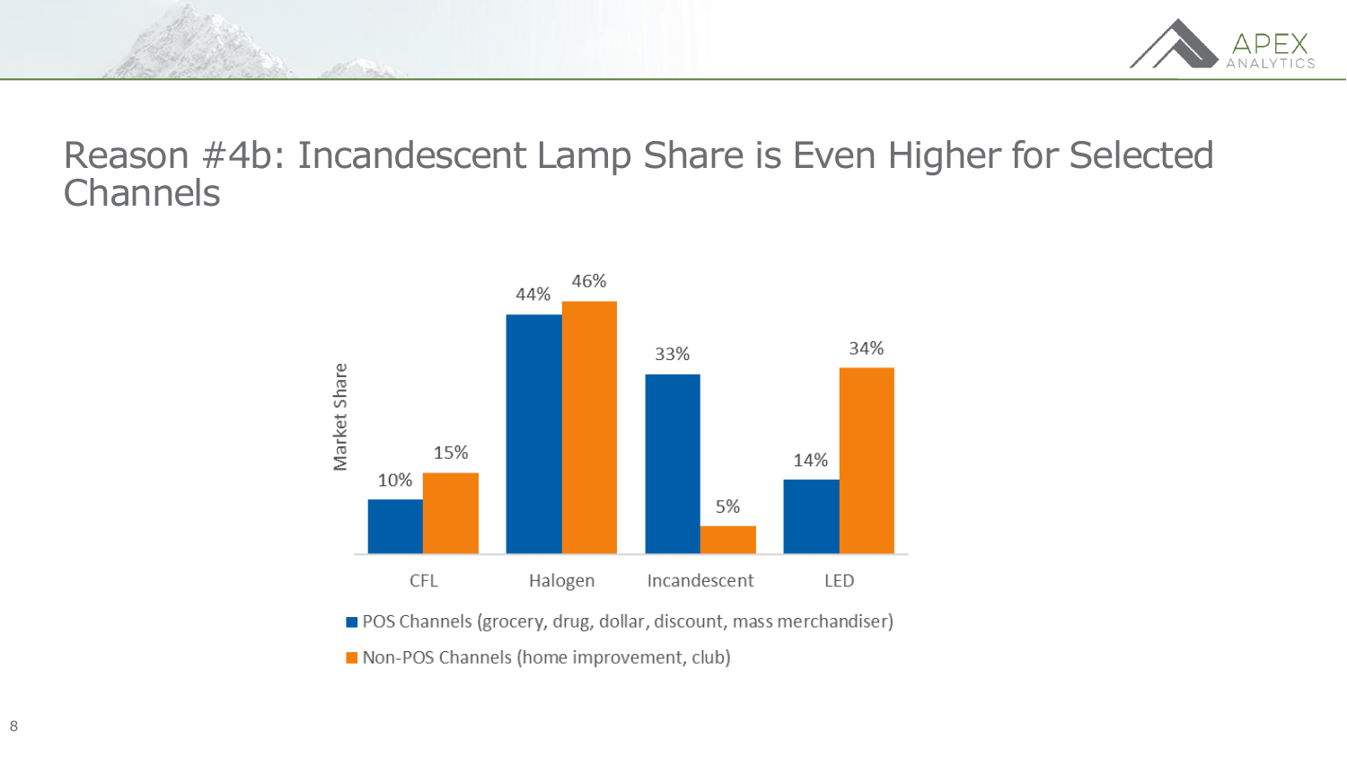# Reason #4b: Incandescent Lamp Share is Even Higher for Selected Channels

| Market Share | CFL | Halogen | Incandescent | LED |
|---|---|---|---|---|
| POS Channels (grocery, drug, dollar, discount, mass merchandiser) | 10% | 44% | 33% | 14% |
| Non-POS Channels (home improvement, club) | 15% | 46% | 5% | 34% |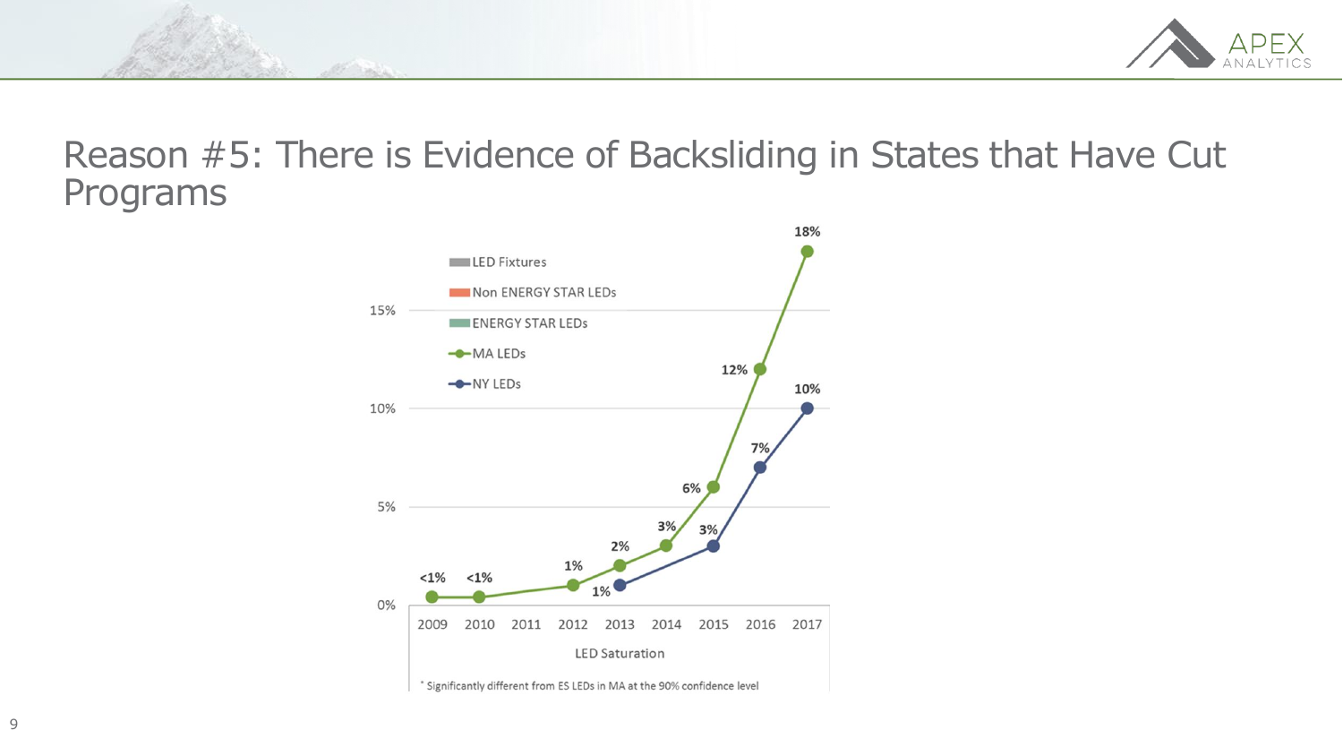# Reason #5: There is Evidence of Backsliding in States that Have Cut Programs

- LED Fixtures
- Non ENERGY STAR LEDs
- ENERGY STAR LEDs
- MA LEDs
- NY LEDs

| Year | MA LEDs | NY LEDs |
|---|---|---|
| 2009 | <1% | |
| 2010 | <1% | |
| 2011 | | |
| 2012 | 1% | |
| 2013 | 2% | 1% |
| 2014 | 3% | |
| 2015 | 6% | 3% |
| 2016 | 12% | 7% |
| 2017 | 18% | 10% |

LED Saturation

* Significantly different from ES LEDs in MA at the 90% confidence level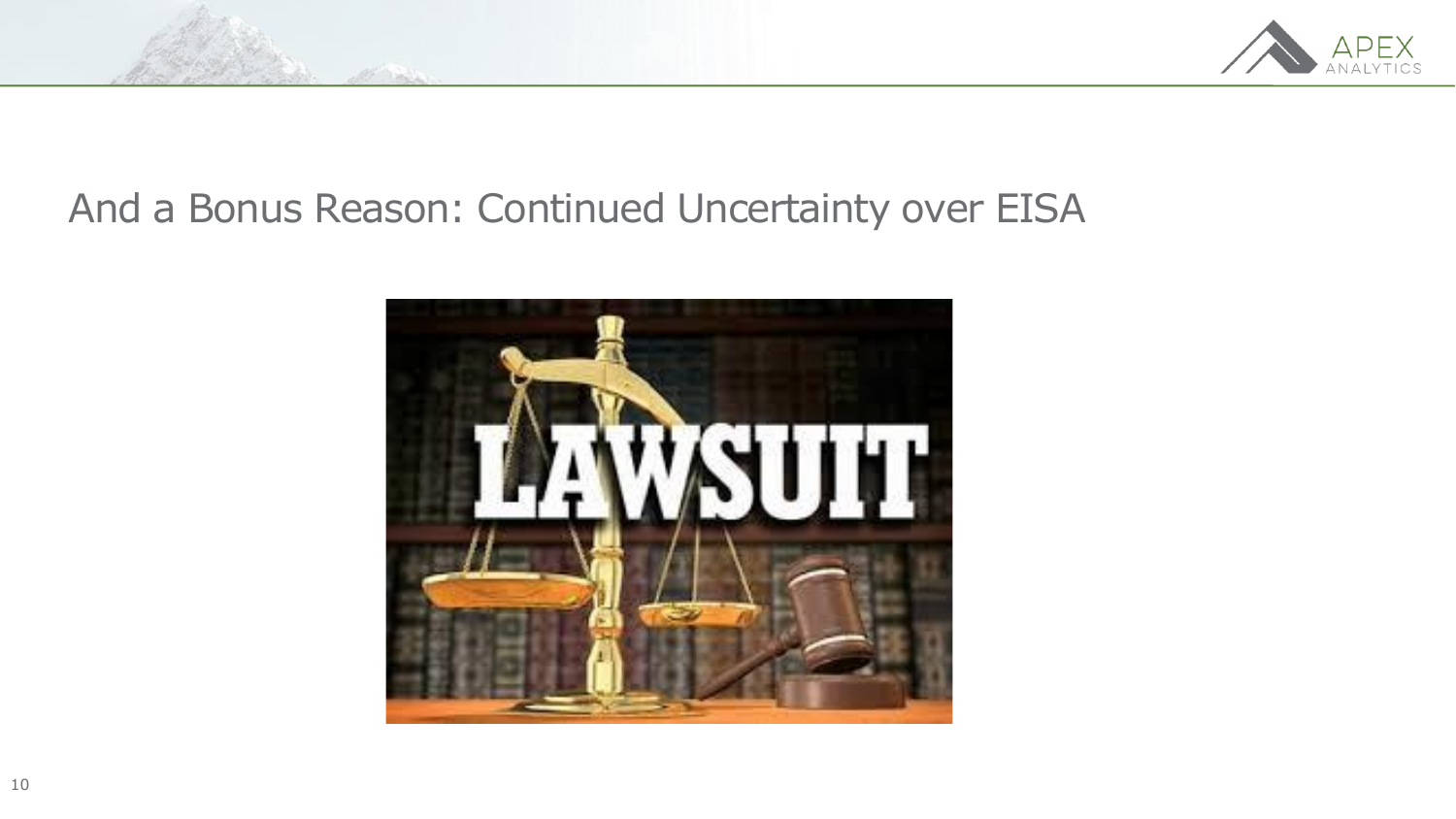# And a Bonus Reason: Continued Uncertainty over EISA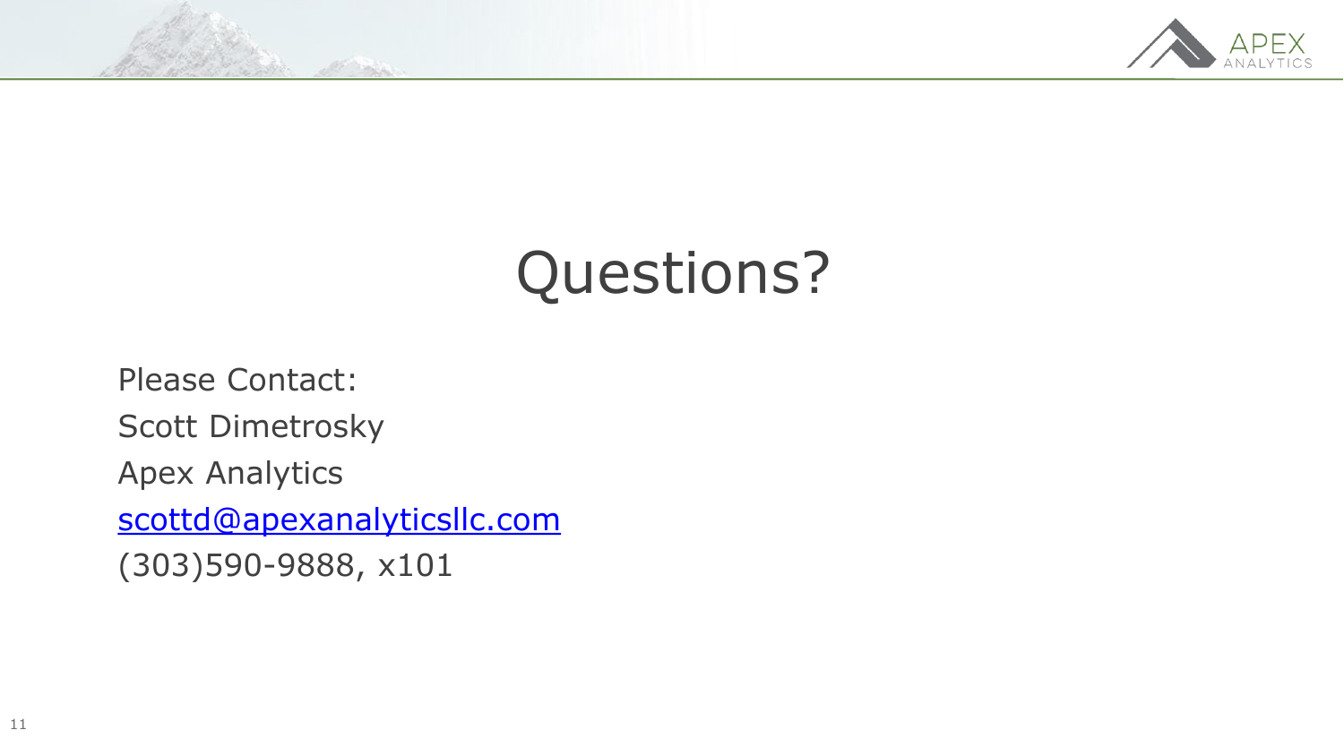# Questions?

Please Contact:

Scott Dimetrosky

Apex Analytics

scottd@apexanalyticsllc.com

(303)590-9888, x101